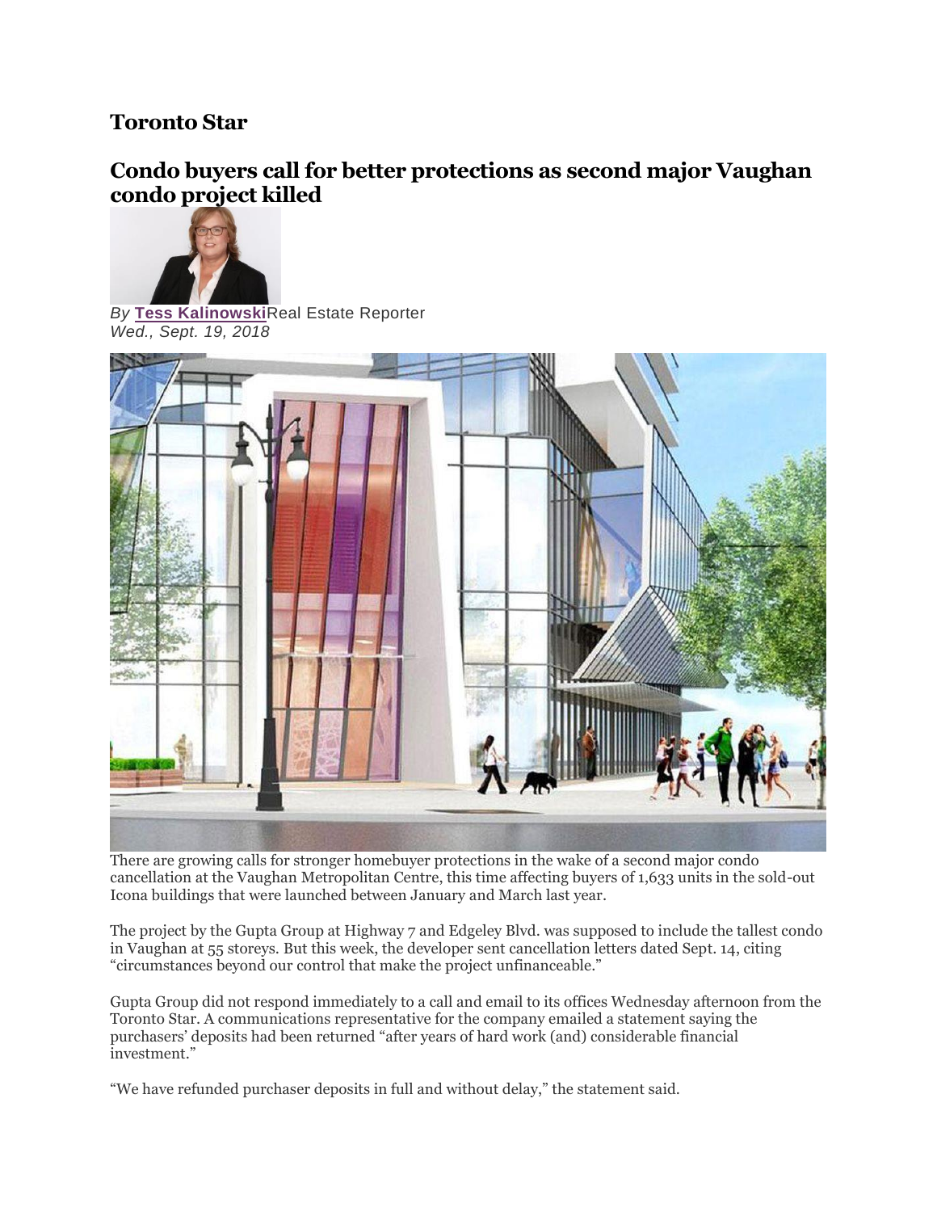**Toronto Star**

# Condo buyers call for better protections as second major Vaughan condo project killed

*By* **Tess Kalinowski** Real Estate Reporter
*Wed., Sept. 19, 2018*

There are growing calls for stronger homebuyer protections in the wake of a second major condo cancellation at the Vaughan Metropolitan Centre, this time affecting buyers of 1,633 units in the sold-out Icona buildings that were launched between January and March last year.

The project by the Gupta Group at Highway 7 and Edgeley Blvd. was supposed to include the tallest condo in Vaughan at 55 storeys. But this week, the developer sent cancellation letters dated Sept. 14, citing "circumstances beyond our control that make the project unfinanceable."

Gupta Group did not respond immediately to a call and email to its offices Wednesday afternoon from the Toronto Star. A communications representative for the company emailed a statement saying the purchasers' deposits had been returned "after years of hard work (and) considerable financial investment."

"We have refunded purchaser deposits in full and without delay," the statement said.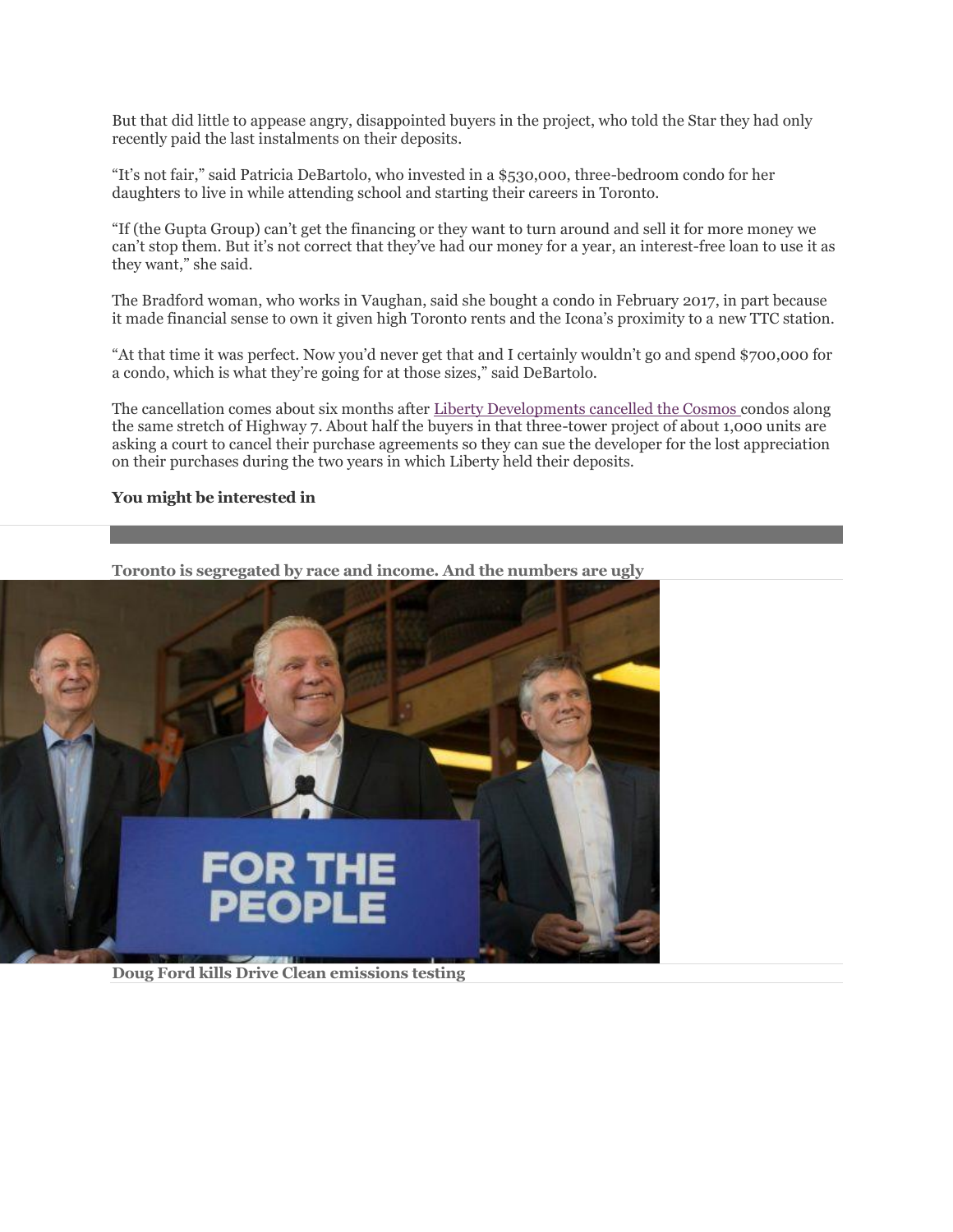But that did little to appease angry, disappointed buyers in the project, who told the Star they had only recently paid the last instalments on their deposits.

“It’s not fair,” said Patricia DeBartolo, who invested in a $530,000, three-bedroom condo for her daughters to live in while attending school and starting their careers in Toronto.

“If (the Gupta Group) can’t get the financing or they want to turn around and sell it for more money we can’t stop them. But it’s not correct that they’ve had our money for a year, an interest-free loan to use it as they want,” she said.

The Bradford woman, who works in Vaughan, said she bought a condo in February 2017, in part because it made financial sense to own it given high Toronto rents and the Icona’s proximity to a new TTC station.

“At that time it was perfect. Now you’d never get that and I certainly wouldn’t go and spend $700,000 for a condo, which is what they’re going for at those sizes,” said DeBartolo.

The cancellation comes about six months after Liberty Developments cancelled the Cosmos condos along the same stretch of Highway 7. About half the buyers in that three-tower project of about 1,000 units are asking a court to cancel their purchase agreements so they can sue the developer for the lost appreciation on their purchases during the two years in which Liberty held their deposits.

**You might be interested in**

**Toronto is segregated by race and income. And the numbers are ugly**

**Doug Ford kills Drive Clean emissions testing**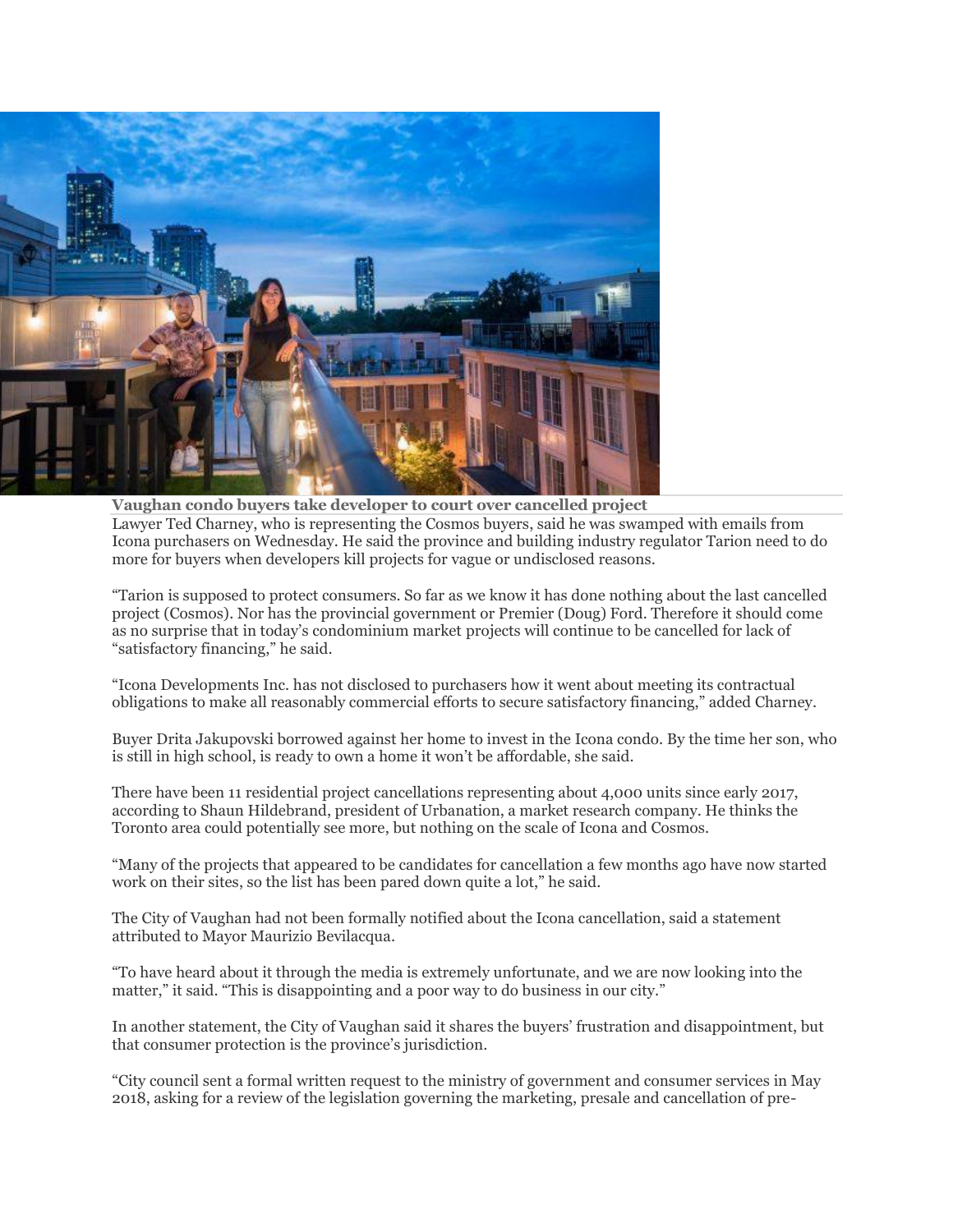**Vaughan condo buyers take developer to court over cancelled project**

Lawyer Ted Charney, who is representing the Cosmos buyers, said he was swamped with emails from Icona purchasers on Wednesday. He said the province and building industry regulator Tarion need to do more for buyers when developers kill projects for vague or undisclosed reasons.

"Tarion is supposed to protect consumers. So far as we know it has done nothing about the last cancelled project (Cosmos). Nor has the provincial government or Premier (Doug) Ford. Therefore it should come as no surprise that in today's condominium market projects will continue to be cancelled for lack of "satisfactory financing," he said.

"Icona Developments Inc. has not disclosed to purchasers how it went about meeting its contractual obligations to make all reasonably commercial efforts to secure satisfactory financing," added Charney.

Buyer Drita Jakupovski borrowed against her home to invest in the Icona condo. By the time her son, who is still in high school, is ready to own a home it won't be affordable, she said.

There have been 11 residential project cancellations representing about 4,000 units since early 2017, according to Shaun Hildebrand, president of Urbanation, a market research company. He thinks the Toronto area could potentially see more, but nothing on the scale of Icona and Cosmos.

"Many of the projects that appeared to be candidates for cancellation a few months ago have now started work on their sites, so the list has been pared down quite a lot," he said.

The City of Vaughan had not been formally notified about the Icona cancellation, said a statement attributed to Mayor Maurizio Bevilacqua.

"To have heard about it through the media is extremely unfortunate, and we are now looking into the matter," it said. "This is disappointing and a poor way to do business in our city."

In another statement, the City of Vaughan said it shares the buyers' frustration and disappointment, but that consumer protection is the province's jurisdiction.

"City council sent a formal written request to the ministry of government and consumer services in May 2018, asking for a review of the legislation governing the marketing, presale and cancellation of pre-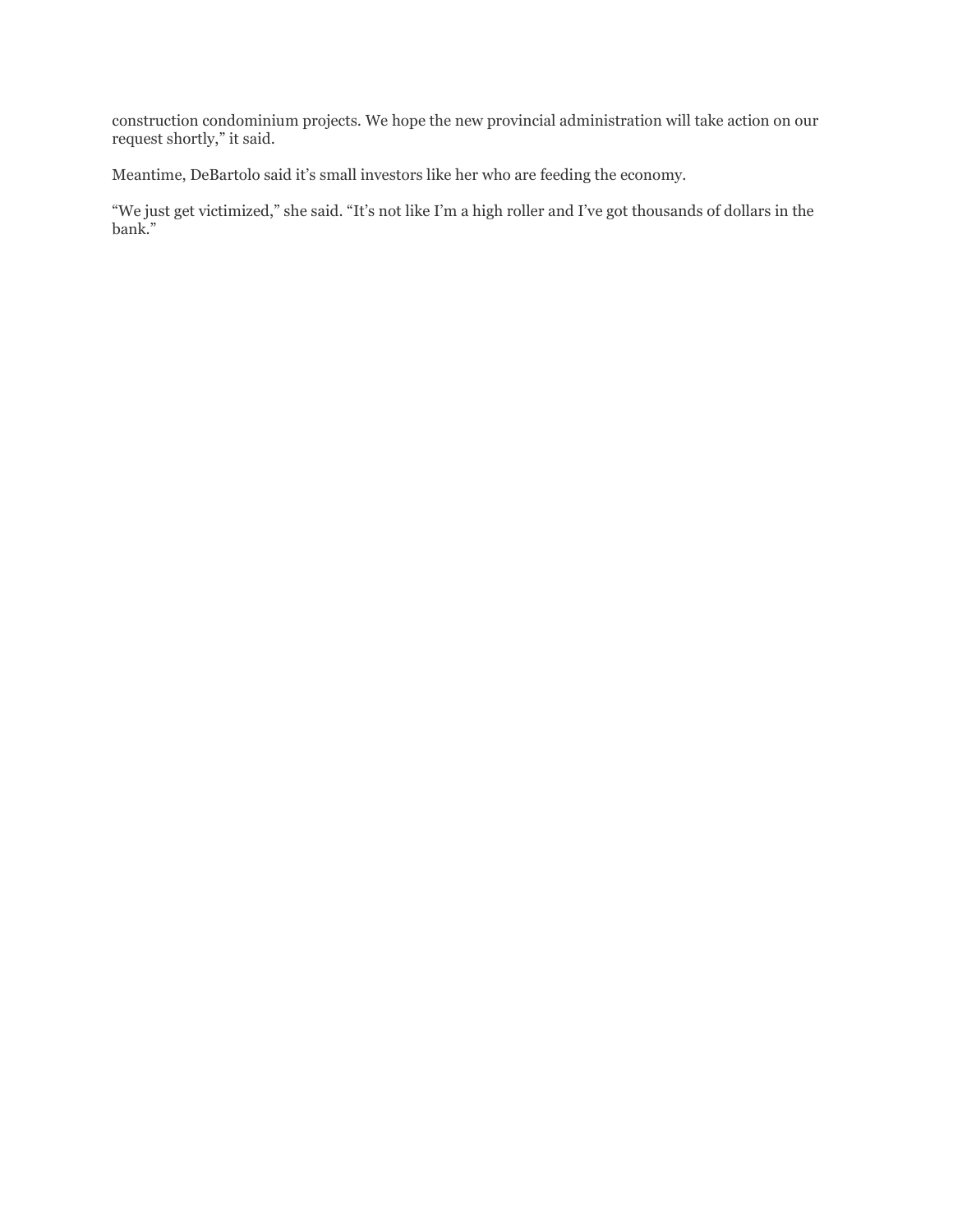construction condominium projects. We hope the new provincial administration will take action on our request shortly," it said.

Meantime, DeBartolo said it's small investors like her who are feeding the economy.

"We just get victimized," she said. "It's not like I'm a high roller and I've got thousands of dollars in the bank."